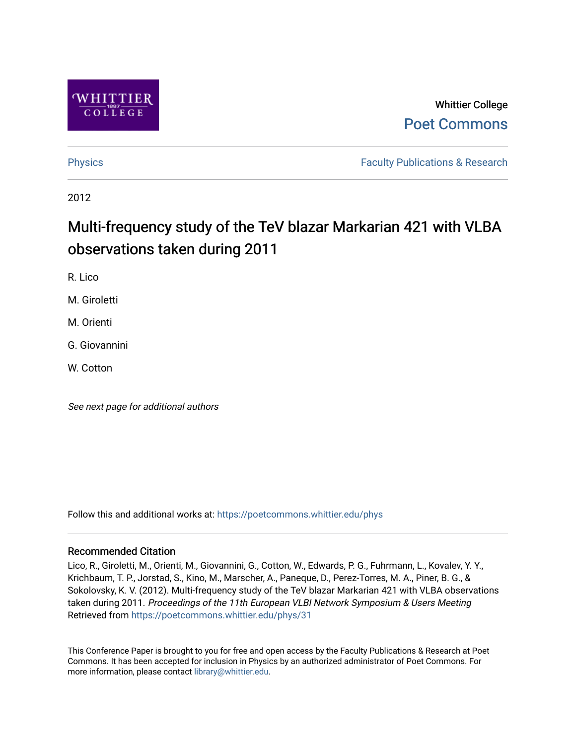Whittier College

Poet Commons

Physics

Faculty Publications & Research

2012

# Multi-frequency study of the TeV blazar Markarian 421 with VLBA observations taken during 2011

R. Lico

M. Giroletti

M. Orienti

G. Giovannini

W. Cotton

*See next page for additional authors*

Follow this and additional works at: https://poetcommons.whittier.edu/phys

## Recommended Citation

Lico, R., Giroletti, M., Orienti, M., Giovannini, G., Cotton, W., Edwards, P. G., Fuhrmann, L., Kovalev, Y. Y., Krichbaum, T. P., Jorstad, S., Kino, M., Marscher, A., Paneque, D., Perez-Torres, M. A., Piner, B. G., & Sokolovsky, K. V. (2012). Multi-frequency study of the TeV blazar Markarian 421 with VLBA observations taken during 2011. *Proceedings of the 11th European VLBI Network Symposium & Users Meeting* Retrieved from https://poetcommons.whittier.edu/phys/31

This Conference Paper is brought to you for free and open access by the Faculty Publications & Research at Poet Commons. It has been accepted for inclusion in Physics by an authorized administrator of Poet Commons. For more information, please contact library@whittier.edu.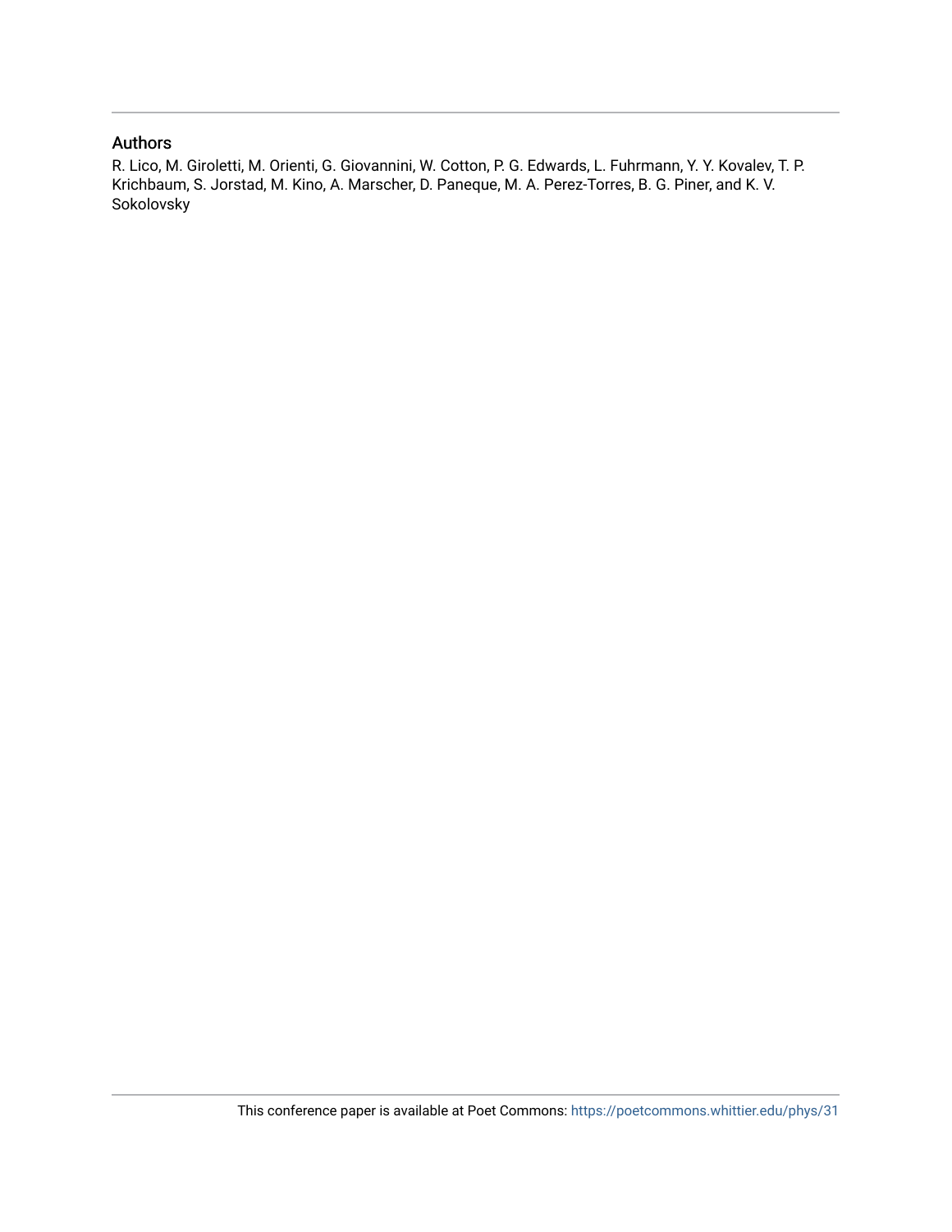## Authors

R. Lico, M. Giroletti, M. Orienti, G. Giovannini, W. Cotton, P. G. Edwards, L. Fuhrmann, Y. Y. Kovalev, T. P. Krichbaum, S. Jorstad, M. Kino, A. Marscher, D. Paneque, M. A. Perez-Torres, B. G. Piner, and K. V. Sokolovsky

This conference paper is available at Poet Commons: https://poetcommons.whittier.edu/phys/31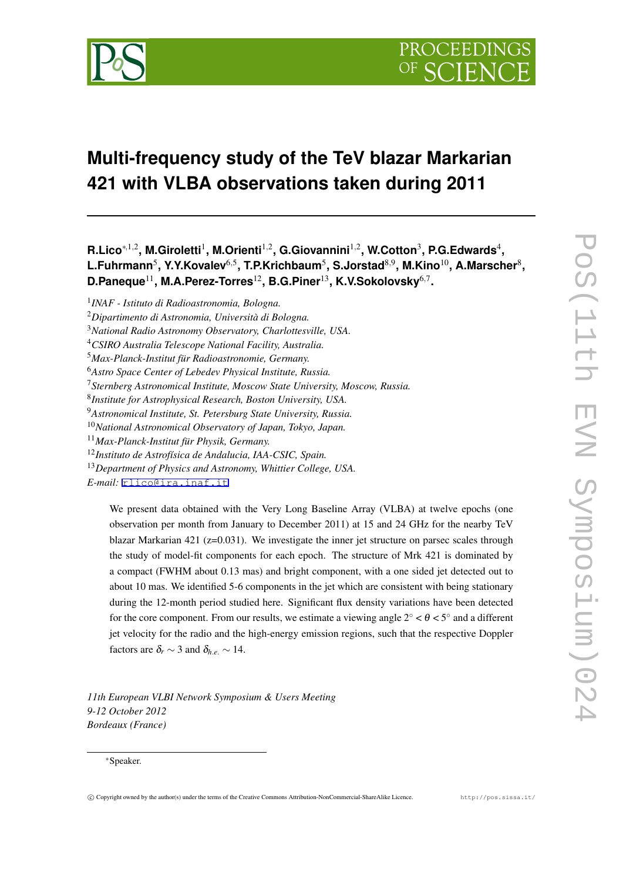# Multi-frequency study of the TeV blazar Markarian 421 with VLBA observations taken during 2011

**R.Lico**[*,1,2], **M.Giroletti**[1], **M.Orienti**[1,2], **G.Giovannini**[1,2], **W.Cotton**[3], **P.G.Edwards**[4], **L.Fuhrmann**[5], **Y.Y.Kovalev**[6,5], **T.P.Krichbaum**[5], **S.Jorstad**[8,9], **M.Kino**[10], **A.Marscher**[8], **D.Paneque**[11], **M.A.Perez-Torres**[12], **B.G.Piner**[13], **K.V.Sokolovsky**[6,7].

[1]*INAF - Istituto di Radioastronomia, Bologna.*
[2]*Dipartimento di Astronomia, Università di Bologna.*
[3]*National Radio Astronomy Observatory, Charlottesville, USA.*
[4]*CSIRO Australia Telescope National Facility, Australia.*
[5]*Max-Planck-Institut für Radioastronomie, Germany.*
[6]*Astro Space Center of Lebedev Physical Institute, Russia.*
[7]*Sternberg Astronomical Institute, Moscow State University, Moscow, Russia.*
[8]*Institute for Astrophysical Research, Boston University, USA.*
[9]*Astronomical Institute, St. Petersburg State University, Russia.*
[10]*National Astronomical Observatory of Japan, Tokyo, Japan.*
[11]*Max-Planck-Institut für Physik, Germany.*
[12]*Instituto de Astrofísica de Andalucia, IAA-CSIC, Spain.*
[13]*Department of Physics and Astronomy, Whittier College, USA.*
*E-mail:* rlico@ira.inaf.it

We present data obtained with the Very Long Baseline Array (VLBA) at twelve epochs (one observation per month from January to December 2011) at 15 and 24 GHz for the nearby TeV blazar Markarian 421 (z=0.031). We investigate the inner jet structure on parsec scales through the study of model-fit components for each epoch. The structure of Mrk 421 is dominated by a compact (FWHM about 0.13 mas) and bright component, with a one sided jet detected out to about 10 mas. We identified 5-6 components in the jet which are consistent with being stationary during the 12-month period studied here. Significant flux density variations have been detected for the core component. From our results, we estimate a viewing angle $2^{\circ} < \theta < 5^{\circ}$ and a different jet velocity for the radio and the high-energy emission regions, such that the respective Doppler factors are $\delta_r \sim 3$ and $\delta_{h.e.} \sim 14$.

*11th European VLBI Network Symposium & Users Meeting*
*9-12 October 2012*
*Bordeaux (France)*

*Speaker.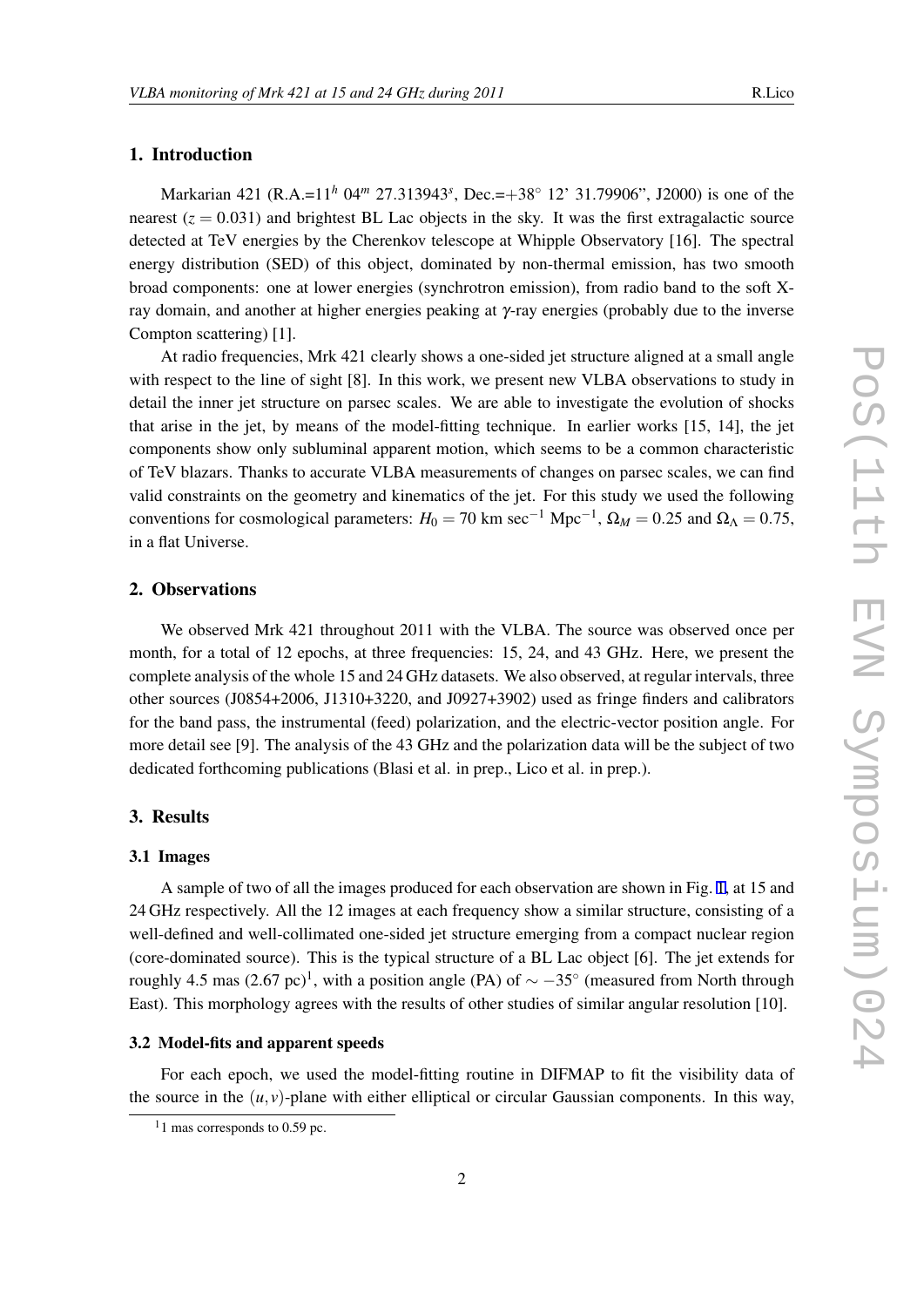## 1. Introduction

Markarian 421 (R.A.=11$^h$ 04$^m$ 27.313943$^s$, Dec.=+38° 12' 31.79906", J2000) is one of the nearest ($z = 0.031$) and brightest BL Lac objects in the sky. It was the first extragalactic source detected at TeV energies by the Cherenkov telescope at Whipple Observatory [16]. The spectral energy distribution (SED) of this object, dominated by non-thermal emission, has two smooth broad components: one at lower energies (synchrotron emission), from radio band to the soft X-ray domain, and another at higher energies peaking at $\gamma$-ray energies (probably due to the inverse Compton scattering) [1].

At radio frequencies, Mrk 421 clearly shows a one-sided jet structure aligned at a small angle with respect to the line of sight [8]. In this work, we present new VLBA observations to study in detail the inner jet structure on parsec scales. We are able to investigate the evolution of shocks that arise in the jet, by means of the model-fitting technique. In earlier works [15, 14], the jet components show only subluminal apparent motion, which seems to be a common characteristic of TeV blazars. Thanks to accurate VLBA measurements of changes on parsec scales, we can find valid constraints on the geometry and kinematics of the jet. For this study we used the following conventions for cosmological parameters: $H_0 = 70$ km sec$^{-1}$ Mpc$^{-1}$, $\Omega_M = 0.25$ and $\Omega_\Lambda = 0.75$, in a flat Universe.

## 2. Observations

We observed Mrk 421 throughout 2011 with the VLBA. The source was observed once per month, for a total of 12 epochs, at three frequencies: 15, 24, and 43 GHz. Here, we present the complete analysis of the whole 15 and 24 GHz datasets. We also observed, at regular intervals, three other sources (J0854+2006, J1310+3220, and J0927+3902) used as fringe finders and calibrators for the band pass, the instrumental (feed) polarization, and the electric-vector position angle. For more detail see [9]. The analysis of the 43 GHz and the polarization data will be the subject of two dedicated forthcoming publications (Blasi et al. in prep., Lico et al. in prep.).

## 3. Results

### 3.1 Images

A sample of two of all the images produced for each observation are shown in Fig. 1, at 15 and 24 GHz respectively. All the 12 images at each frequency show a similar structure, consisting of a well-defined and well-collimated one-sided jet structure emerging from a compact nuclear region (core-dominated source). This is the typical structure of a BL Lac object [6]. The jet extends for roughly 4.5 mas (2.67 pc)[1], with a position angle (PA) of $\sim -35°$ (measured from North through East). This morphology agrees with the results of other studies of similar angular resolution [10].

### 3.2 Model-fits and apparent speeds

For each epoch, we used the model-fitting routine in DIFMAP to fit the visibility data of the source in the $(u,v)$-plane with either elliptical or circular Gaussian components. In this way,

[1] 1 mas corresponds to 0.59 pc.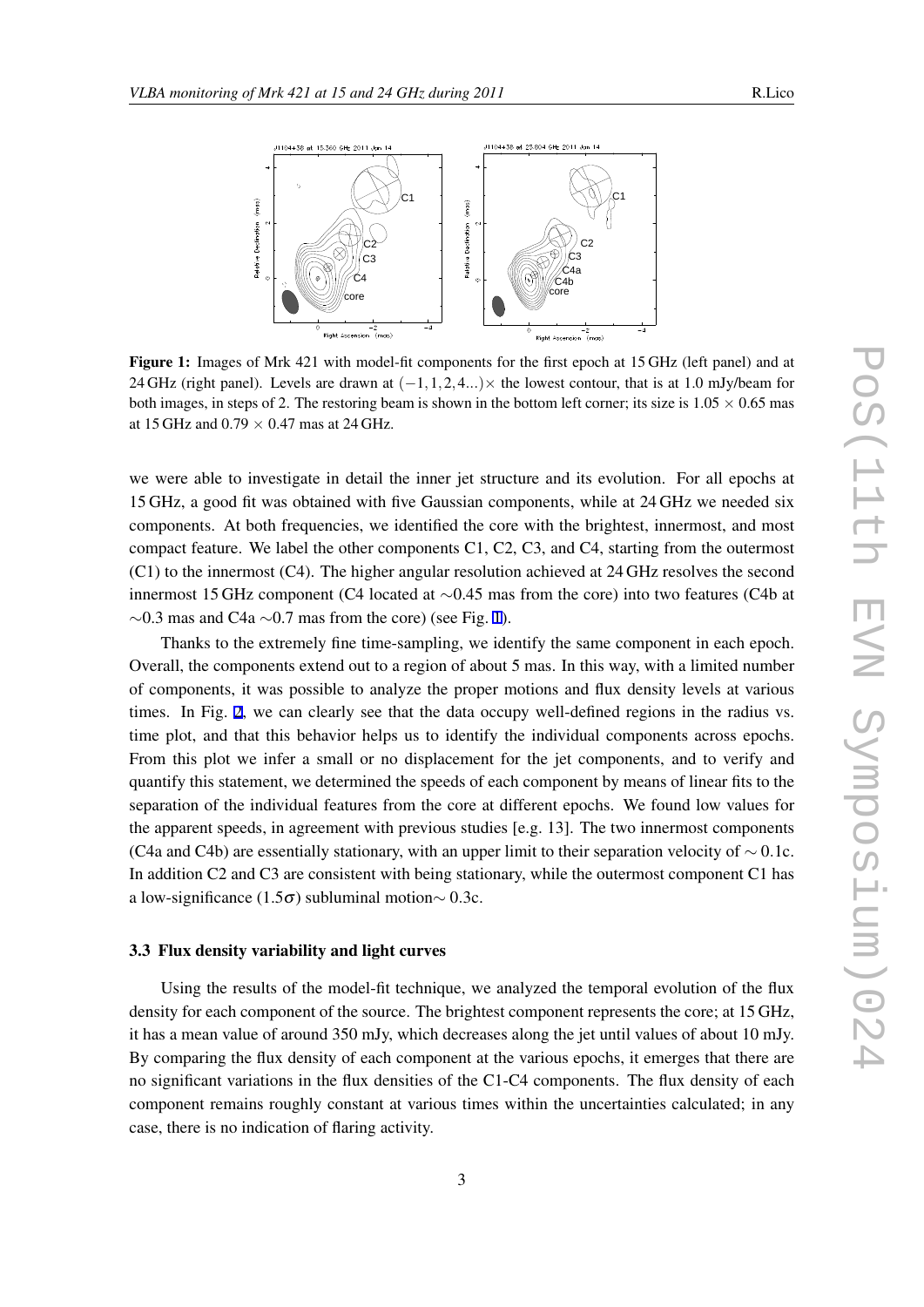**Figure 1:** Images of Mrk 421 with model-fit components for the first epoch at 15 GHz (left panel) and at 24 GHz (right panel). Levels are drawn at $(-1, 1, 2, 4...) \times$ the lowest contour, that is at 1.0 mJy/beam for both images, in steps of 2. The restoring beam is shown in the bottom left corner; its size is $1.05 \times 0.65$ mas at 15 GHz and $0.79 \times 0.47$ mas at 24 GHz.

we were able to investigate in detail the inner jet structure and its evolution. For all epochs at 15 GHz, a good fit was obtained with five Gaussian components, while at 24 GHz we needed six components. At both frequencies, we identified the core with the brightest, innermost, and most compact feature. We label the other components C1, C2, C3, and C4, starting from the outermost (C1) to the innermost (C4). The higher angular resolution achieved at 24 GHz resolves the second innermost 15 GHz component (C4 located at $\sim$0.45 mas from the core) into two features (C4b at $\sim$0.3 mas and C4a $\sim$0.7 mas from the core) (see Fig. 1).

Thanks to the extremely fine time-sampling, we identify the same component in each epoch. Overall, the components extend out to a region of about 5 mas. In this way, with a limited number of components, it was possible to analyze the proper motions and flux density levels at various times. In Fig. 2, we can clearly see that the data occupy well-defined regions in the radius vs. time plot, and that this behavior helps us to identify the individual components across epochs. From this plot we infer a small or no displacement for the jet components, and to verify and quantify this statement, we determined the speeds of each component by means of linear fits to the separation of the individual features from the core at different epochs. We found low values for the apparent speeds, in agreement with previous studies [e.g. 13]. The two innermost components (C4a and C4b) are essentially stationary, with an upper limit to their separation velocity of $\sim 0.1$c. In addition C2 and C3 are consistent with being stationary, while the outermost component C1 has a low-significance ($1.5\sigma$) subluminal motion$\sim 0.3$c.

### 3.3 Flux density variability and light curves

Using the results of the model-fit technique, we analyzed the temporal evolution of the flux density for each component of the source. The brightest component represents the core; at 15 GHz, it has a mean value of around 350 mJy, which decreases along the jet until values of about 10 mJy. By comparing the flux density of each component at the various epochs, it emerges that there are no significant variations in the flux densities of the C1-C4 components. The flux density of each component remains roughly constant at various times within the uncertainties calculated; in any case, there is no indication of flaring activity.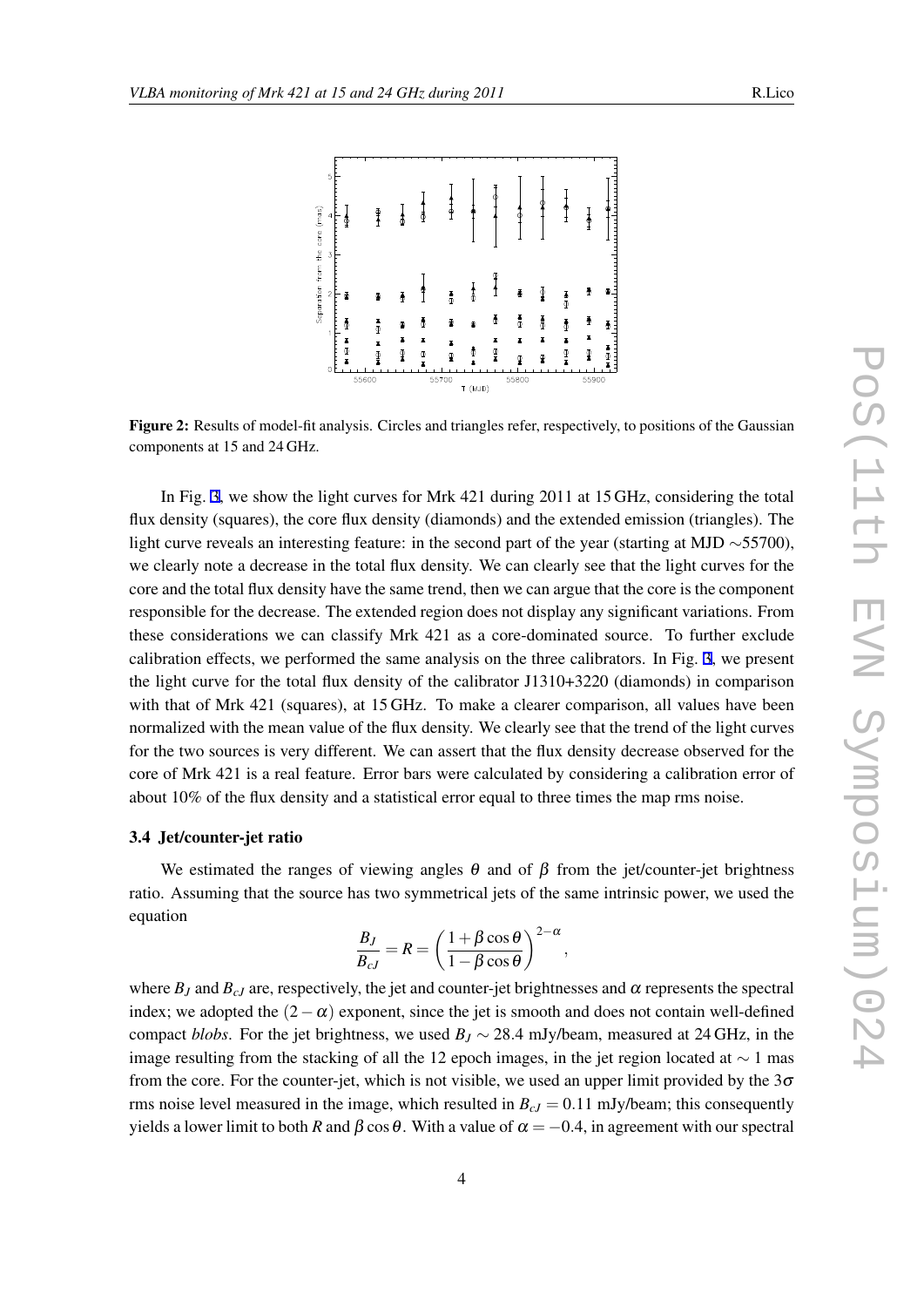**Figure 2:** Results of model-fit analysis. Circles and triangles refer, respectively, to positions of the Gaussian components at 15 and 24 GHz.

In Fig. 3, we show the light curves for Mrk 421 during 2011 at 15 GHz, considering the total flux density (squares), the core flux density (diamonds) and the extended emission (triangles). The light curve reveals an interesting feature: in the second part of the year (starting at MJD $\sim$55700), we clearly note a decrease in the total flux density. We can clearly see that the light curves for the core and the total flux density have the same trend, then we can argue that the core is the component responsible for the decrease. The extended region does not display any significant variations. From these considerations we can classify Mrk 421 as a core-dominated source. To further exclude calibration effects, we performed the same analysis on the three calibrators. In Fig. 3, we present the light curve for the total flux density of the calibrator J1310+3220 (diamonds) in comparison with that of Mrk 421 (squares), at 15 GHz. To make a clearer comparison, all values have been normalized with the mean value of the flux density. We clearly see that the trend of the light curves for the two sources is very different. We can assert that the flux density decrease observed for the core of Mrk 421 is a real feature. Error bars were calculated by considering a calibration error of about 10% of the flux density and a statistical error equal to three times the map rms noise.

### 3.4 Jet/counter-jet ratio

We estimated the ranges of viewing angles $\theta$ and of $\beta$ from the jet/counter-jet brightness ratio. Assuming that the source has two symmetrical jets of the same intrinsic power, we used the equation

$$\frac{B_J}{B_{cJ}} = R = \left(\frac{1+\beta\cos\theta}{1-\beta\cos\theta}\right)^{2-\alpha},$$

where $B_J$ and $B_{cJ}$ are, respectively, the jet and counter-jet brightnesses and $\alpha$ represents the spectral index; we adopted the $(2-\alpha)$ exponent, since the jet is smooth and does not contain well-defined compact *blobs*. For the jet brightness, we used $B_J \sim 28.4$ mJy/beam, measured at 24 GHz, in the image resulting from the stacking of all the 12 epoch images, in the jet region located at $\sim 1$ mas from the core. For the counter-jet, which is not visible, we used an upper limit provided by the $3\sigma$ rms noise level measured in the image, which resulted in $B_{cJ} = 0.11$ mJy/beam; this consequently yields a lower limit to both $R$ and $\beta\cos\theta$. With a value of $\alpha = -0.4$, in agreement with our spectral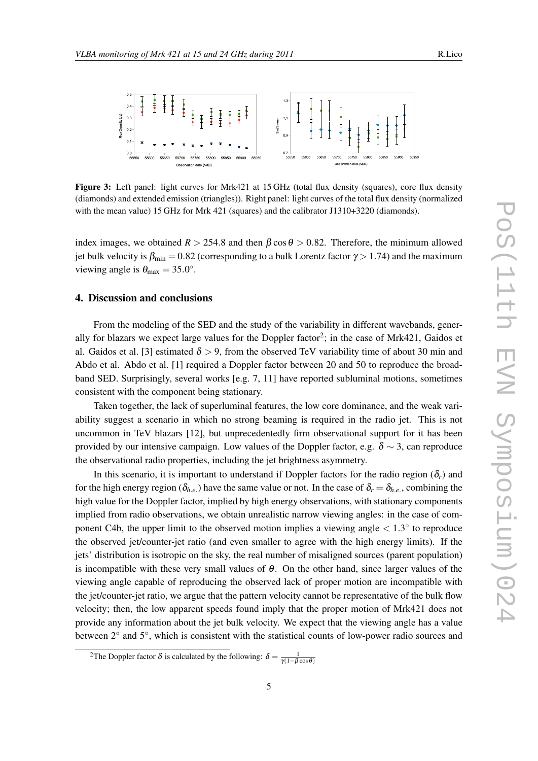**Figure 3:** Left panel: light curves for Mrk421 at 15 GHz (total flux density (squares), core flux density (diamonds) and extended emission (triangles)). Right panel: light curves of the total flux density (normalized with the mean value) 15 GHz for Mrk 421 (squares) and the calibrator J1310+3220 (diamonds).

index images, we obtained $R > 254.8$ and then $\beta \cos\theta > 0.82$. Therefore, the minimum allowed jet bulk velocity is $\beta_{\min} = 0.82$ (corresponding to a bulk Lorentz factor $\gamma > 1.74$) and the maximum viewing angle is $\theta_{\max} = 35.0^{\circ}$.

## 4. Discussion and conclusions

From the modeling of the SED and the study of the variability in different wavebands, generally for blazars we expect large values for the Doppler factor[2]; in the case of Mrk421, Gaidos et al. Gaidos et al. [3] estimated $\delta > 9$, from the observed TeV variability time of about 30 min and Abdo et al. Abdo et al. [1] required a Doppler factor between 20 and 50 to reproduce the broadband SED. Surprisingly, several works [e.g. 7, 11] have reported subluminal motions, sometimes consistent with the component being stationary.

Taken together, the lack of superluminal features, the low core dominance, and the weak variability suggest a scenario in which no strong beaming is required in the radio jet. This is not uncommon in TeV blazars [12], but unprecedentedly firm observational support for it has been provided by our intensive campaign. Low values of the Doppler factor, e.g. $\delta \sim 3$, can reproduce the observational radio properties, including the jet brightness asymmetry.

In this scenario, it is important to understand if Doppler factors for the radio region ($\delta_r$) and for the high energy region ($\delta_{h.e.}$) have the same value or not. In the case of $\delta_r = \delta_{h.e.}$, combining the high value for the Doppler factor, implied by high energy observations, with stationary components implied from radio observations, we obtain unrealistic narrow viewing angles: in the case of component C4b, the upper limit to the observed motion implies a viewing angle $< 1.3^{\circ}$ to reproduce the observed jet/counter-jet ratio (and even smaller to agree with the high energy limits). If the jets' distribution is isotropic on the sky, the real number of misaligned sources (parent population) is incompatible with these very small values of $\theta$. On the other hand, since larger values of the viewing angle capable of reproducing the observed lack of proper motion are incompatible with the jet/counter-jet ratio, we argue that the pattern velocity cannot be representative of the bulk flow velocity; then, the low apparent speeds found imply that the proper motion of Mrk421 does not provide any information about the jet bulk velocity. We expect that the viewing angle has a value between $2^{\circ}$ and $5^{\circ}$, which is consistent with the statistical counts of low-power radio sources and

[2]The Doppler factor $\delta$ is calculated by the following: $\delta = \frac{1}{\gamma(1-\beta\cos\theta)}$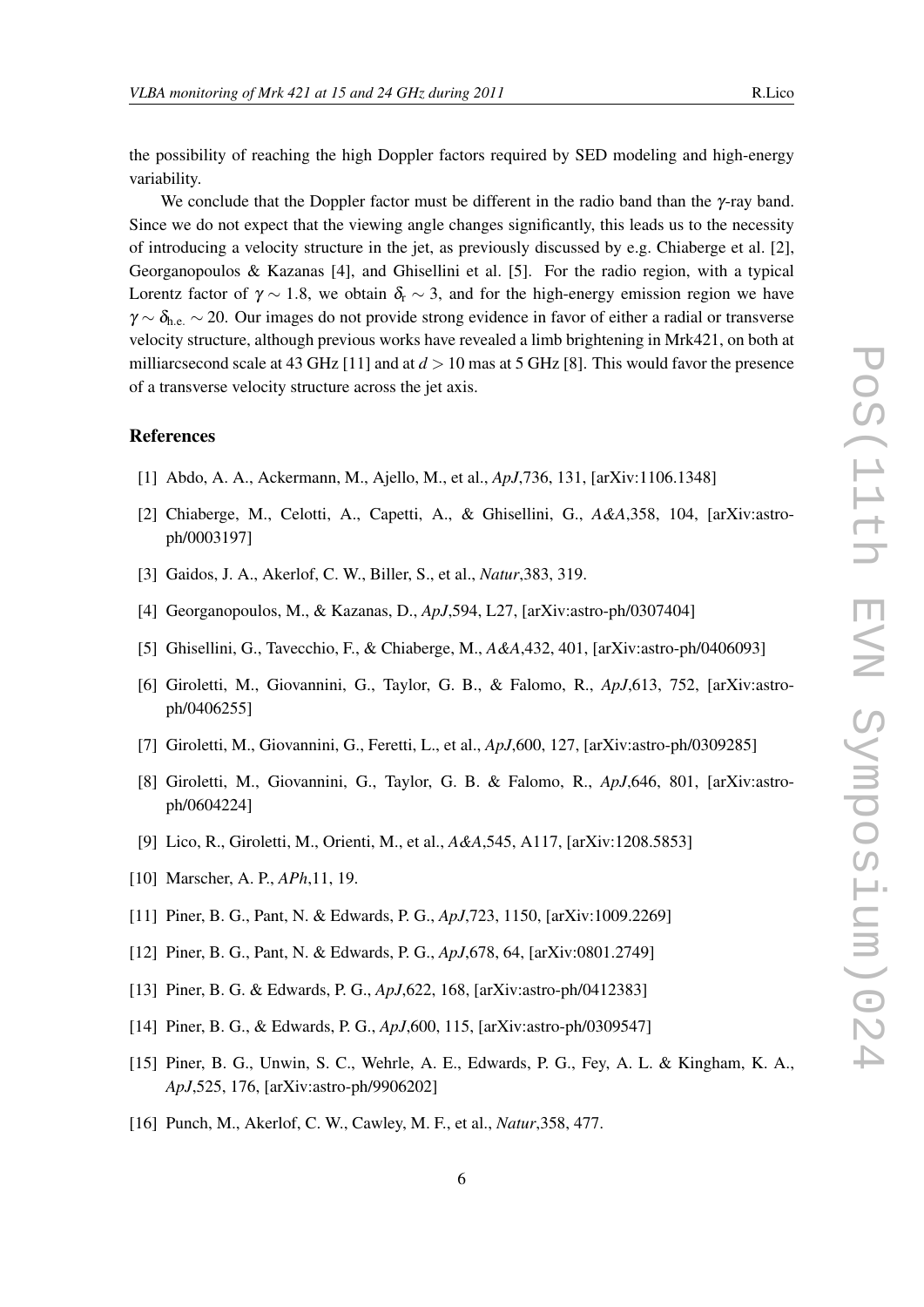the possibility of reaching the high Doppler factors required by SED modeling and high-energy variability.

We conclude that the Doppler factor must be different in the radio band than the $\gamma$-ray band. Since we do not expect that the viewing angle changes significantly, this leads us to the necessity of introducing a velocity structure in the jet, as previously discussed by e.g. Chiaberge et al. [2], Georganopoulos & Kazanas [4], and Ghisellini et al. [5]. For the radio region, with a typical Lorentz factor of $\gamma \sim 1.8$, we obtain $\delta_r \sim 3$, and for the high-energy emission region we have $\gamma \sim \delta_{h.e.} \sim 20$. Our images do not provide strong evidence in favor of either a radial or transverse velocity structure, although previous works have revealed a limb brightening in Mrk421, on both at milliarcsecond scale at 43 GHz [11] and at $d > 10$ mas at 5 GHz [8]. This would favor the presence of a transverse velocity structure across the jet axis.

## References

[1] Abdo, A. A., Ackermann, M., Ajello, M., et al., *ApJ*,736, 131, [arXiv:1106.1348]

[2] Chiaberge, M., Celotti, A., Capetti, A., & Ghisellini, G., *A&A*,358, 104, [arXiv:astro-ph/0003197]

[3] Gaidos, J. A., Akerlof, C. W., Biller, S., et al., *Natur*,383, 319.

[4] Georganopoulos, M., & Kazanas, D., *ApJ*,594, L27, [arXiv:astro-ph/0307404]

[5] Ghisellini, G., Tavecchio, F., & Chiaberge, M., *A&A*,432, 401, [arXiv:astro-ph/0406093]

[6] Giroletti, M., Giovannini, G., Taylor, G. B., & Falomo, R., *ApJ*,613, 752, [arXiv:astro-ph/0406255]

[7] Giroletti, M., Giovannini, G., Feretti, L., et al., *ApJ*,600, 127, [arXiv:astro-ph/0309285]

[8] Giroletti, M., Giovannini, G., Taylor, G. B. & Falomo, R., *ApJ*,646, 801, [arXiv:astro-ph/0604224]

[9] Lico, R., Giroletti, M., Orienti, M., et al., *A&A*,545, A117, [arXiv:1208.5853]

[10] Marscher, A. P., *APh*,11, 19.

[11] Piner, B. G., Pant, N. & Edwards, P. G., *ApJ*,723, 1150, [arXiv:1009.2269]

[12] Piner, B. G., Pant, N. & Edwards, P. G., *ApJ*,678, 64, [arXiv:0801.2749]

[13] Piner, B. G. & Edwards, P. G., *ApJ*,622, 168, [arXiv:astro-ph/0412383]

[14] Piner, B. G., & Edwards, P. G., *ApJ*,600, 115, [arXiv:astro-ph/0309547]

[15] Piner, B. G., Unwin, S. C., Wehrle, A. E., Edwards, P. G., Fey, A. L. & Kingham, K. A., *ApJ*,525, 176, [arXiv:astro-ph/9906202]

[16] Punch, M., Akerlof, C. W., Cawley, M. F., et al., *Natur*,358, 477.